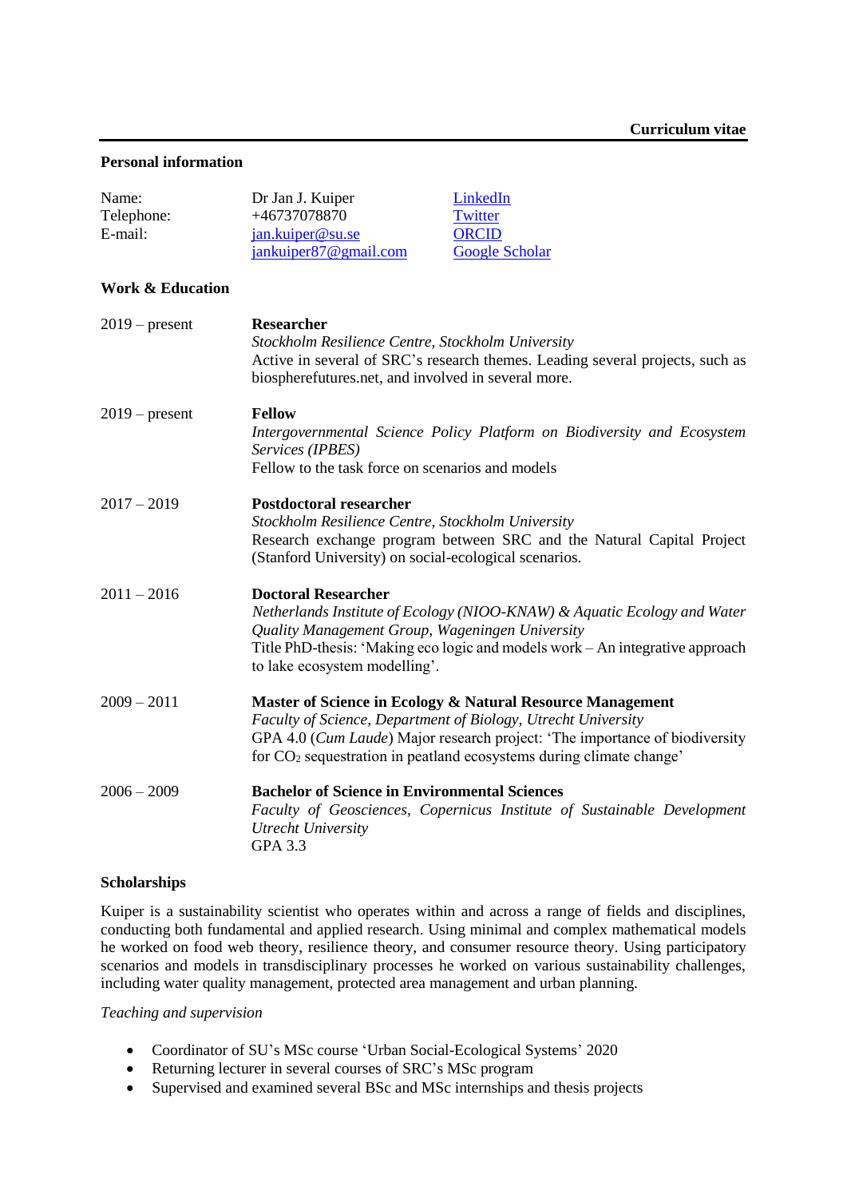**Curriculum vitae**

### Personal information

| | | |
|---|---|---|
| Name: | Dr Jan J. Kuiper | LinkedIn |
| Telephone: | +46737078870 | Twitter |
| E-mail: | jan.kuiper@su.se | ORCID |
| | jankuiper87@gmail.com | Google Scholar |

### Work & Education

**2019 – present** — **Researcher**
*Stockholm Resilience Centre, Stockholm University*
Active in several of SRC's research themes. Leading several projects, such as biospherefutures.net, and involved in several more.

**2019 – present** — **Fellow**
*Intergovernmental Science Policy Platform on Biodiversity and Ecosystem Services (IPBES)*
Fellow to the task force on scenarios and models

**2017 – 2019** — **Postdoctoral researcher**
*Stockholm Resilience Centre, Stockholm University*
Research exchange program between SRC and the Natural Capital Project (Stanford University) on social-ecological scenarios.

**2011 – 2016** — **Doctoral Researcher**
*Netherlands Institute of Ecology (NIOO-KNAW) & Aquatic Ecology and Water Quality Management Group, Wageningen University*
Title PhD-thesis: 'Making eco logic and models work – An integrative approach to lake ecosystem modelling'.

**2009 – 2011** — **Master of Science in Ecology & Natural Resource Management**
*Faculty of Science, Department of Biology, Utrecht University*
GPA 4.0 (*Cum Laude*) Major research project: 'The importance of biodiversity for $CO_2$ sequestration in peatland ecosystems during climate change'

**2006 – 2009** — **Bachelor of Science in Environmental Sciences**
*Faculty of Geosciences, Copernicus Institute of Sustainable Development Utrecht University*
GPA 3.3

### Scholarships

Kuiper is a sustainability scientist who operates within and across a range of fields and disciplines, conducting both fundamental and applied research. Using minimal and complex mathematical models he worked on food web theory, resilience theory, and consumer resource theory. Using participatory scenarios and models in transdisciplinary processes he worked on various sustainability challenges, including water quality management, protected area management and urban planning.

*Teaching and supervision*

- Coordinator of SU's MSc course 'Urban Social-Ecological Systems' 2020
- Returning lecturer in several courses of SRC's MSc program
- Supervised and examined several BSc and MSc internships and thesis projects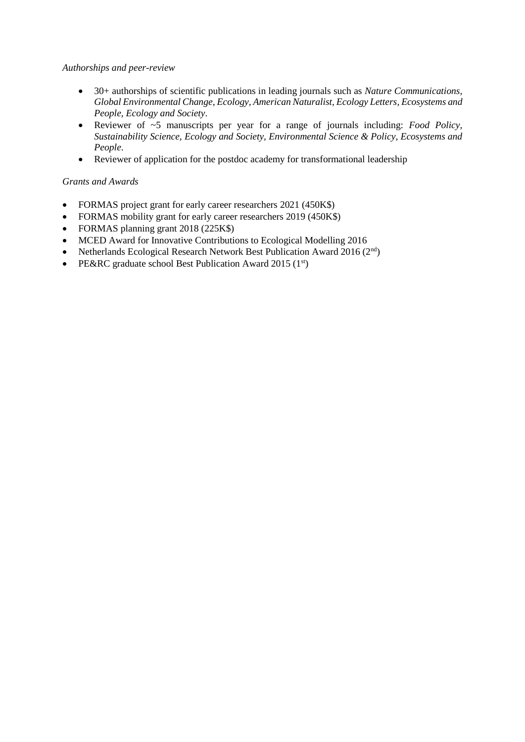*Authorships and peer-review*

- 30+ authorships of scientific publications in leading journals such as *Nature Communications, Global Environmental Change, Ecology, American Naturalist, Ecology Letters, Ecosystems and People, Ecology and Society*.
- Reviewer of ~5 manuscripts per year for a range of journals including: *Food Policy, Sustainability Science, Ecology and Society, Environmental Science & Policy, Ecosystems and People*.
- Reviewer of application for the postdoc academy for transformational leadership

*Grants and Awards*

- FORMAS project grant for early career researchers 2021 (450K$)
- FORMAS mobility grant for early career researchers 2019 (450K$)
- FORMAS planning grant 2018 (225K$)
- MCED Award for Innovative Contributions to Ecological Modelling 2016
- Netherlands Ecological Research Network Best Publication Award 2016 (2nd)
- PE&RC graduate school Best Publication Award 2015 (1st)